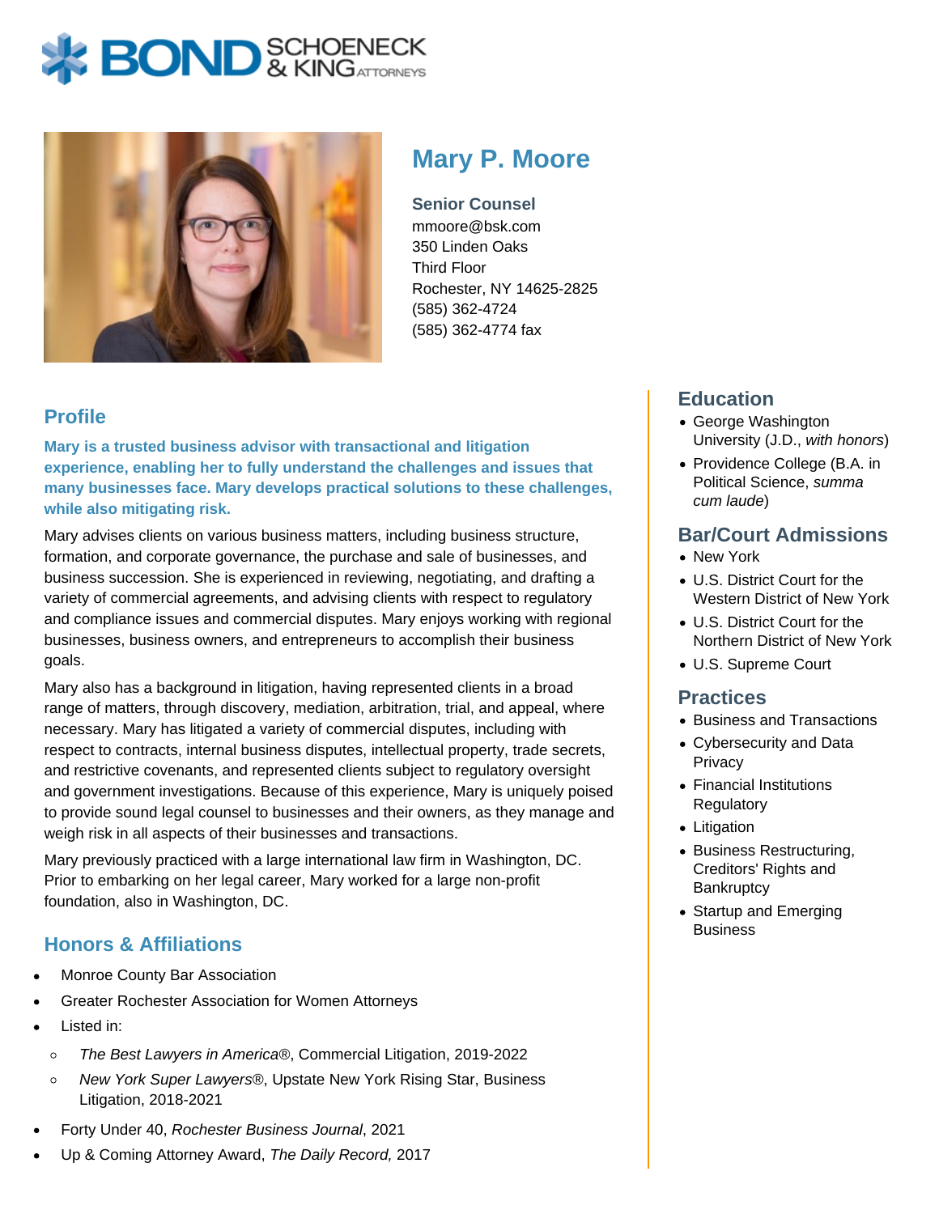# Mary P. Moore

**Senior Counsel**
mmoore@bsk.com
350 Linden Oaks
Third Floor
Rochester, NY 14625-2825
(585) 362-4724
(585) 362-4774 fax

## Profile

**Mary is a trusted business advisor with transactional and litigation experience, enabling her to fully understand the challenges and issues that many businesses face. Mary develops practical solutions to these challenges, while also mitigating risk.**

Mary advises clients on various business matters, including business structure, formation, and corporate governance, the purchase and sale of businesses, and business succession. She is experienced in reviewing, negotiating, and drafting a variety of commercial agreements, and advising clients with respect to regulatory and compliance issues and commercial disputes. Mary enjoys working with regional businesses, business owners, and entrepreneurs to accomplish their business goals.

Mary also has a background in litigation, having represented clients in a broad range of matters, through discovery, mediation, arbitration, trial, and appeal, where necessary. Mary has litigated a variety of commercial disputes, including with respect to contracts, internal business disputes, intellectual property, trade secrets, and restrictive covenants, and represented clients subject to regulatory oversight and government investigations. Because of this experience, Mary is uniquely poised to provide sound legal counsel to businesses and their owners, as they manage and weigh risk in all aspects of their businesses and transactions.

Mary previously practiced with a large international law firm in Washington, DC. Prior to embarking on her legal career, Mary worked for a large non-profit foundation, also in Washington, DC.

## Honors & Affiliations

- Monroe County Bar Association
- Greater Rochester Association for Women Attorneys
- Listed in:
  - *The Best Lawyers in America*®, Commercial Litigation, 2019-2022
  - *New York Super Lawyers*®, Upstate New York Rising Star, Business Litigation, 2018-2021
- Forty Under 40, *Rochester Business Journal*, 2021
- Up & Coming Attorney Award, *The Daily Record,* 2017

## Education

- George Washington University (J.D., *with honors*)
- Providence College (B.A. in Political Science, *summa cum laude*)

## Bar/Court Admissions

- New York
- U.S. District Court for the Western District of New York
- U.S. District Court for the Northern District of New York
- U.S. Supreme Court

## Practices

- Business and Transactions
- Cybersecurity and Data Privacy
- Financial Institutions Regulatory
- Litigation
- Business Restructuring, Creditors' Rights and Bankruptcy
- Startup and Emerging Business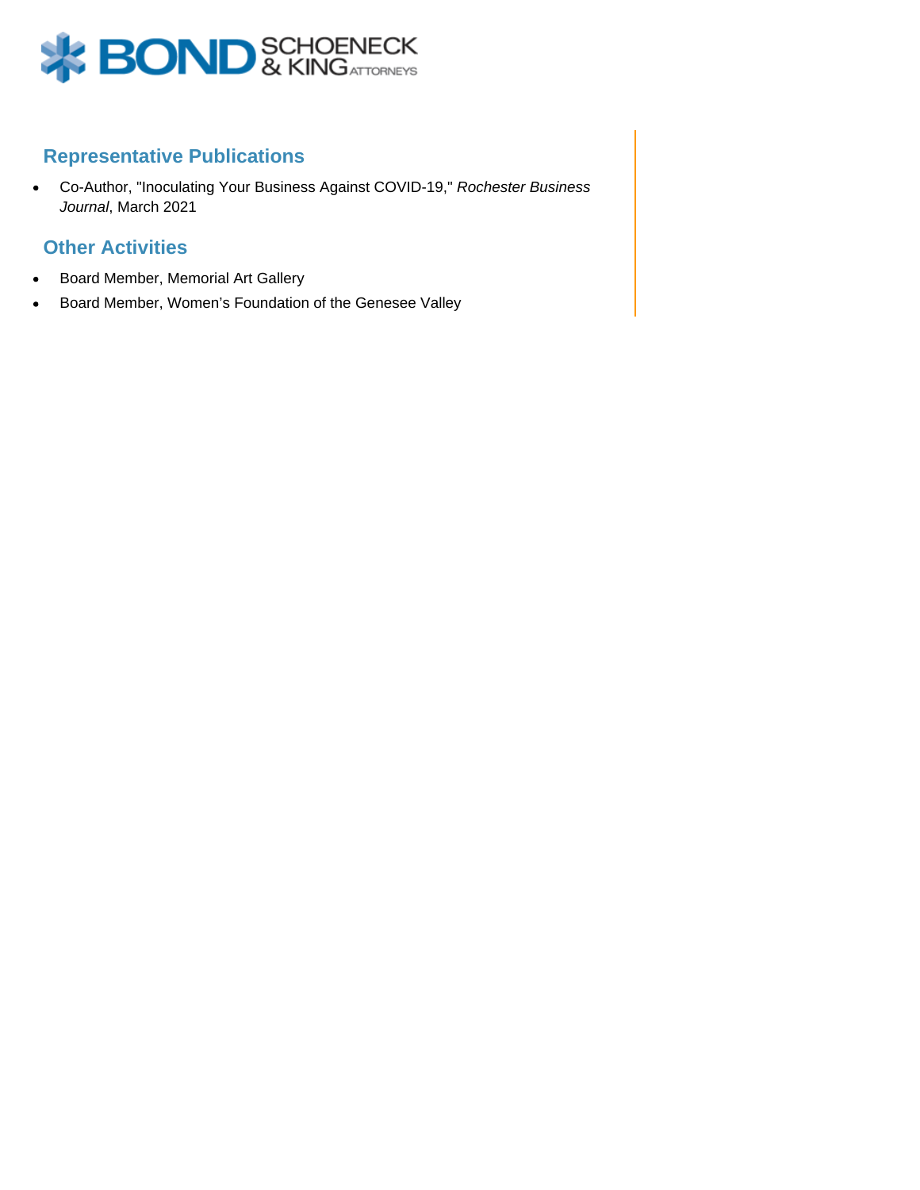## Representative Publications

- Co-Author, "Inoculating Your Business Against COVID-19," *Rochester Business Journal*, March 2021

## Other Activities

- Board Member, Memorial Art Gallery
- Board Member, Women's Foundation of the Genesee Valley